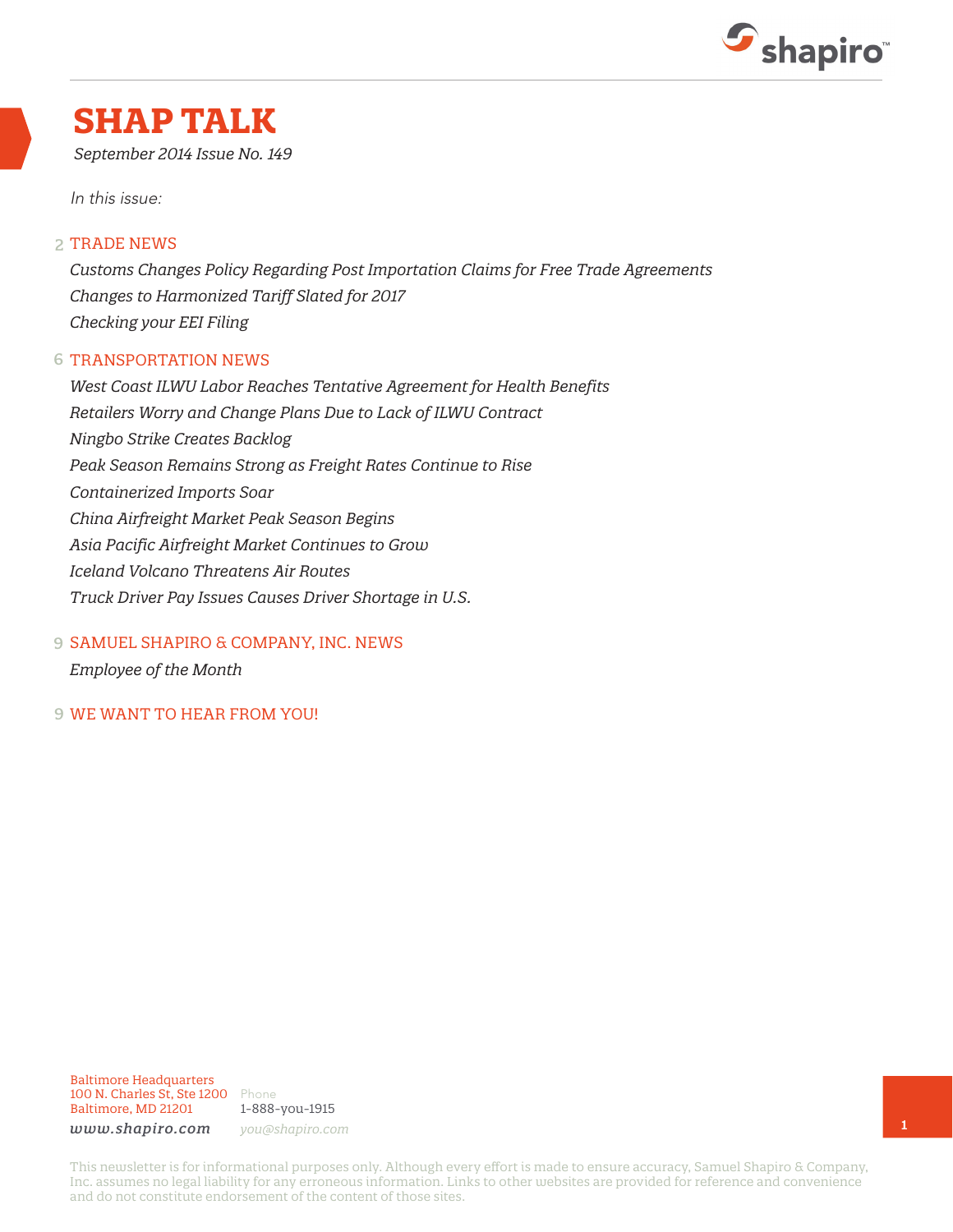shapiro™

# SHAP TALK

*September 2014 Issue No. 149*

*In this issue:*

2 TRADE NEWS

*Customs Changes Policy Regarding Post Importation Claims for Free Trade Agreements*
*Changes to Harmonized Tariff Slated for 2017*
*Checking your EEI Filing*

6 TRANSPORTATION NEWS

*West Coast ILWU Labor Reaches Tentative Agreement for Health Benefits*
*Retailers Worry and Change Plans Due to Lack of ILWU Contract*
*Ningbo Strike Creates Backlog*
*Peak Season Remains Strong as Freight Rates Continue to Rise*
*Containerized Imports Soar*
*China Airfreight Market Peak Season Begins*
*Asia Pacific Airfreight Market Continues to Grow*
*Iceland Volcano Threatens Air Routes*
*Truck Driver Pay Issues Causes Driver Shortage in U.S.*

9 SAMUEL SHAPIRO & COMPANY, INC. NEWS

*Employee of the Month*

9 WE WANT TO HEAR FROM YOU!

Baltimore Headquarters
100 N. Charles St, Ste 1200
Baltimore, MD 21201

Phone
1-888-you-1915

*www.shapiro.com*
*you@shapiro.com*

This newsletter is for informational purposes only. Although every effort is made to ensure accuracy, Samuel Shapiro & Company, Inc. assumes no legal liability for any erroneous information. Links to other websites are provided for reference and convenience and do not constitute endorsement of the content of those sites.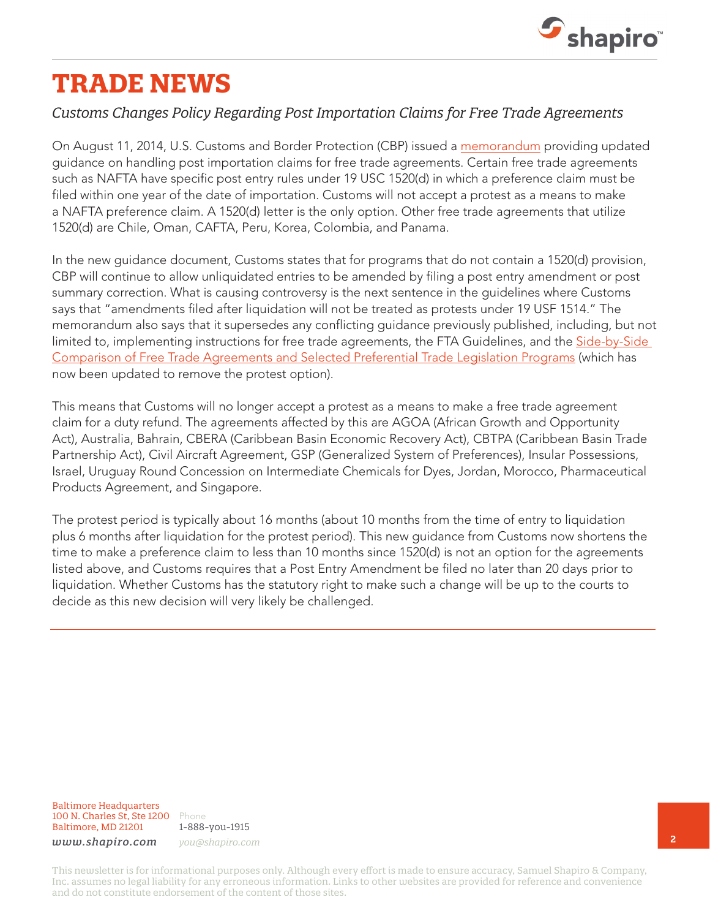# TRADE NEWS

*Customs Changes Policy Regarding Post Importation Claims for Free Trade Agreements*

On August 11, 2014, U.S. Customs and Border Protection (CBP) issued a memorandum providing updated guidance on handling post importation claims for free trade agreements. Certain free trade agreements such as NAFTA have specific post entry rules under 19 USC 1520(d) in which a preference claim must be filed within one year of the date of importation. Customs will not accept a protest as a means to make a NAFTA preference claim. A 1520(d) letter is the only option. Other free trade agreements that utilize 1520(d) are Chile, Oman, CAFTA, Peru, Korea, Colombia, and Panama.

In the new guidance document, Customs states that for programs that do not contain a 1520(d) provision, CBP will continue to allow unliquidated entries to be amended by filing a post entry amendment or post summary correction. What is causing controversy is the next sentence in the guidelines where Customs says that "amendments filed after liquidation will not be treated as protests under 19 USF 1514." The memorandum also says that it supersedes any conflicting guidance previously published, including, but not limited to, implementing instructions for free trade agreements, the FTA Guidelines, and the Side-by-Side Comparison of Free Trade Agreements and Selected Preferential Trade Legislation Programs (which has now been updated to remove the protest option).

This means that Customs will no longer accept a protest as a means to make a free trade agreement claim for a duty refund. The agreements affected by this are AGOA (African Growth and Opportunity Act), Australia, Bahrain, CBERA (Caribbean Basin Economic Recovery Act), CBTPA (Caribbean Basin Trade Partnership Act), Civil Aircraft Agreement, GSP (Generalized System of Preferences), Insular Possessions, Israel, Uruguay Round Concession on Intermediate Chemicals for Dyes, Jordan, Morocco, Pharmaceutical Products Agreement, and Singapore.

The protest period is typically about 16 months (about 10 months from the time of entry to liquidation plus 6 months after liquidation for the protest period). This new guidance from Customs now shortens the time to make a preference claim to less than 10 months since 1520(d) is not an option for the agreements listed above, and Customs requires that a Post Entry Amendment be filed no later than 20 days prior to liquidation. Whether Customs has the statutory right to make such a change will be up to the courts to decide as this new decision will very likely be challenged.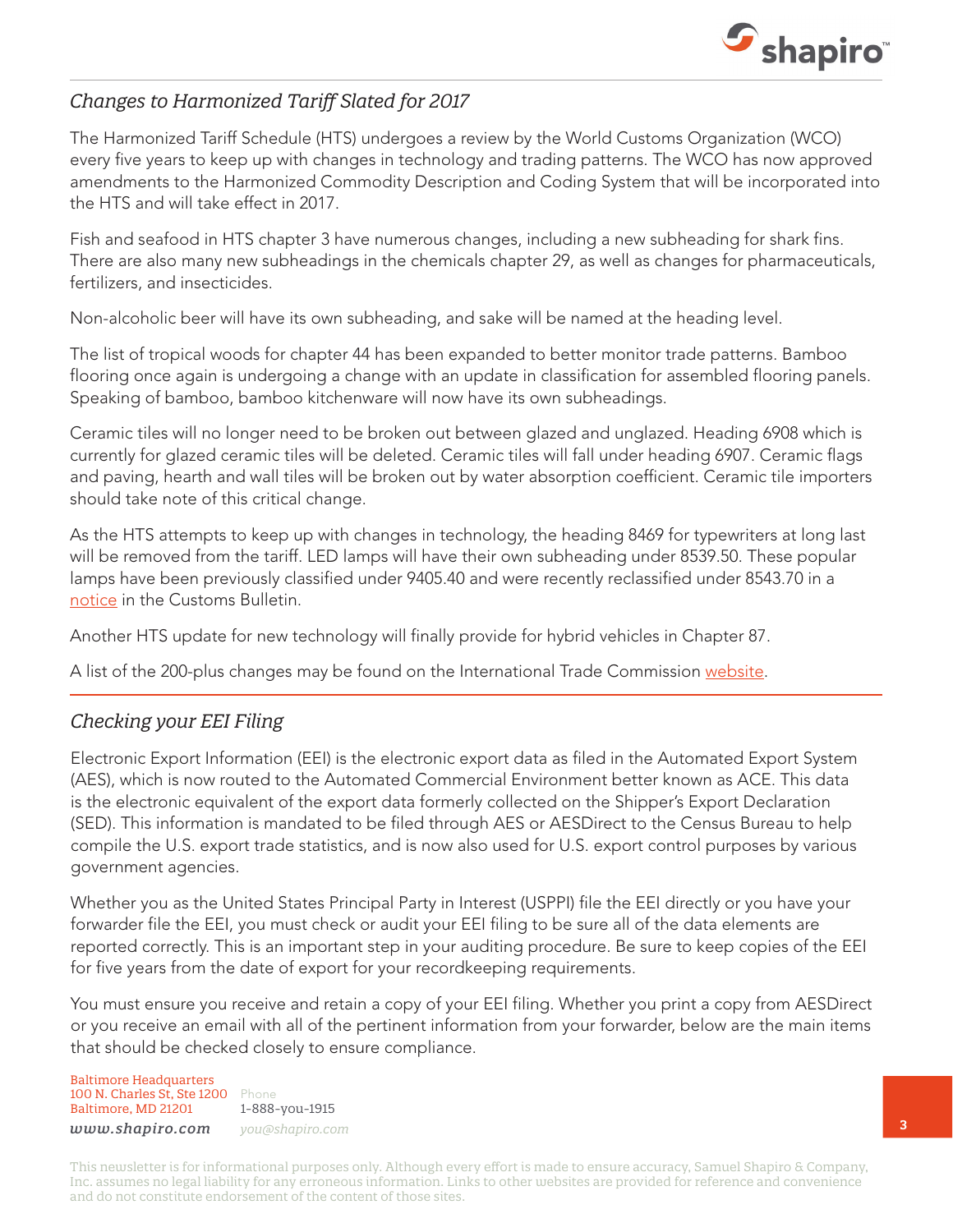## *Changes to Harmonized Tariff Slated for 2017*

The Harmonized Tariff Schedule (HTS) undergoes a review by the World Customs Organization (WCO) every five years to keep up with changes in technology and trading patterns. The WCO has now approved amendments to the Harmonized Commodity Description and Coding System that will be incorporated into the HTS and will take effect in 2017.

Fish and seafood in HTS chapter 3 have numerous changes, including a new subheading for shark fins. There are also many new subheadings in the chemicals chapter 29, as well as changes for pharmaceuticals, fertilizers, and insecticides.

Non-alcoholic beer will have its own subheading, and sake will be named at the heading level.

The list of tropical woods for chapter 44 has been expanded to better monitor trade patterns. Bamboo flooring once again is undergoing a change with an update in classification for assembled flooring panels. Speaking of bamboo, bamboo kitchenware will now have its own subheadings.

Ceramic tiles will no longer need to be broken out between glazed and unglazed. Heading 6908 which is currently for glazed ceramic tiles will be deleted. Ceramic tiles will fall under heading 6907. Ceramic flags and paving, hearth and wall tiles will be broken out by water absorption coefficient. Ceramic tile importers should take note of this critical change.

As the HTS attempts to keep up with changes in technology, the heading 8469 for typewriters at long last will be removed from the tariff. LED lamps will have their own subheading under 8539.50. These popular lamps have been previously classified under 9405.40 and were recently reclassified under 8543.70 in a notice in the Customs Bulletin.

Another HTS update for new technology will finally provide for hybrid vehicles in Chapter 87.

A list of the 200-plus changes may be found on the International Trade Commission website.

## *Checking your EEI Filing*

Electronic Export Information (EEI) is the electronic export data as filed in the Automated Export System (AES), which is now routed to the Automated Commercial Environment better known as ACE. This data is the electronic equivalent of the export data formerly collected on the Shipper's Export Declaration (SED). This information is mandated to be filed through AES or AESDirect to the Census Bureau to help compile the U.S. export trade statistics, and is now also used for U.S. export control purposes by various government agencies.

Whether you as the United States Principal Party in Interest (USPPI) file the EEI directly or you have your forwarder file the EEI, you must check or audit your EEI filing to be sure all of the data elements are reported correctly. This is an important step in your auditing procedure. Be sure to keep copies of the EEI for five years from the date of export for your recordkeeping requirements.

You must ensure you receive and retain a copy of your EEI filing. Whether you print a copy from AESDirect or you receive an email with all of the pertinent information from your forwarder, below are the main items that should be checked closely to ensure compliance.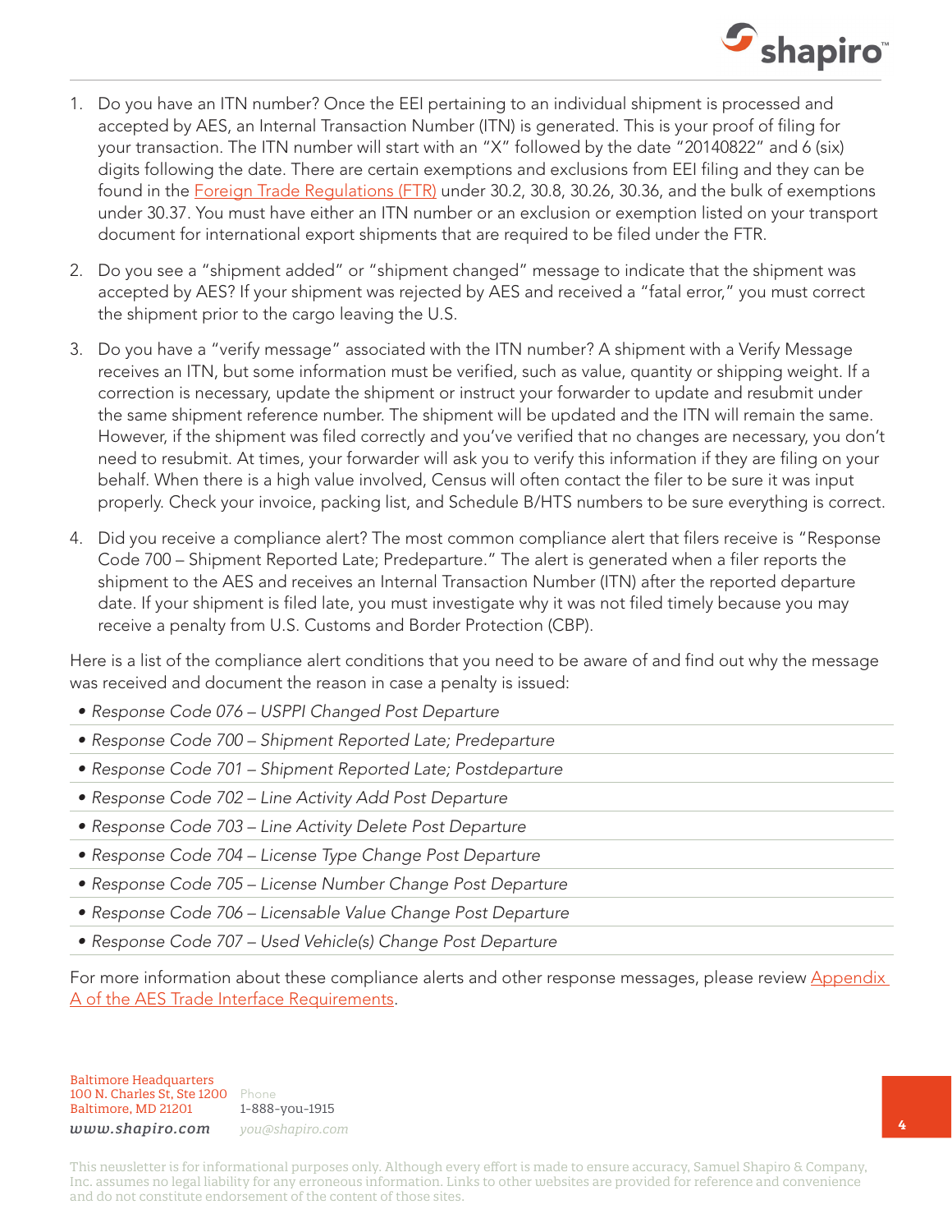1. Do you have an ITN number? Once the EEI pertaining to an individual shipment is processed and accepted by AES, an Internal Transaction Number (ITN) is generated. This is your proof of filing for your transaction. The ITN number will start with an "X" followed by the date "20140822" and 6 (six) digits following the date. There are certain exemptions and exclusions from EEI filing and they can be found in the [Foreign Trade Regulations (FTR)](#) under 30.2, 30.8, 30.26, 30.36, and the bulk of exemptions under 30.37. You must have either an ITN number or an exclusion or exemption listed on your transport document for international export shipments that are required to be filed under the FTR.

2. Do you see a "shipment added" or "shipment changed" message to indicate that the shipment was accepted by AES? If your shipment was rejected by AES and received a "fatal error," you must correct the shipment prior to the cargo leaving the U.S.

3. Do you have a "verify message" associated with the ITN number? A shipment with a Verify Message receives an ITN, but some information must be verified, such as value, quantity or shipping weight. If a correction is necessary, update the shipment or instruct your forwarder to update and resubmit under the same shipment reference number. The shipment will be updated and the ITN will remain the same. However, if the shipment was filed correctly and you've verified that no changes are necessary, you don't need to resubmit. At times, your forwarder will ask you to verify this information if they are filing on your behalf. When there is a high value involved, Census will often contact the filer to be sure it was input properly. Check your invoice, packing list, and Schedule B/HTS numbers to be sure everything is correct.

4. Did you receive a compliance alert? The most common compliance alert that filers receive is "Response Code 700 – Shipment Reported Late; Predeparture." The alert is generated when a filer reports the shipment to the AES and receives an Internal Transaction Number (ITN) after the reported departure date. If your shipment is filed late, you must investigate why it was not filed timely because you may receive a penalty from U.S. Customs and Border Protection (CBP).

Here is a list of the compliance alert conditions that you need to be aware of and find out why the message was received and document the reason in case a penalty is issued:

- *Response Code 076 – USPPI Changed Post Departure*
- *Response Code 700 – Shipment Reported Late; Predeparture*
- *Response Code 701 – Shipment Reported Late; Postdeparture*
- *Response Code 702 – Line Activity Add Post Departure*
- *Response Code 703 – Line Activity Delete Post Departure*
- *Response Code 704 – License Type Change Post Departure*
- *Response Code 705 – License Number Change Post Departure*
- *Response Code 706 – Licensable Value Change Post Departure*
- *Response Code 707 – Used Vehicle(s) Change Post Departure*

For more information about these compliance alerts and other response messages, please review [Appendix A of the AES Trade Interface Requirements](#).

Baltimore Headquarters
100 N. Charles St, Ste 1200
Baltimore, MD 21201
*www.shapiro.com*

Phone
1-888-you-1915
*you@shapiro.com*

This newsletter is for informational purposes only. Although every effort is made to ensure accuracy, Samuel Shapiro & Company, Inc. assumes no legal liability for any erroneous information. Links to other websites are provided for reference and convenience and do not constitute endorsement of the content of those sites.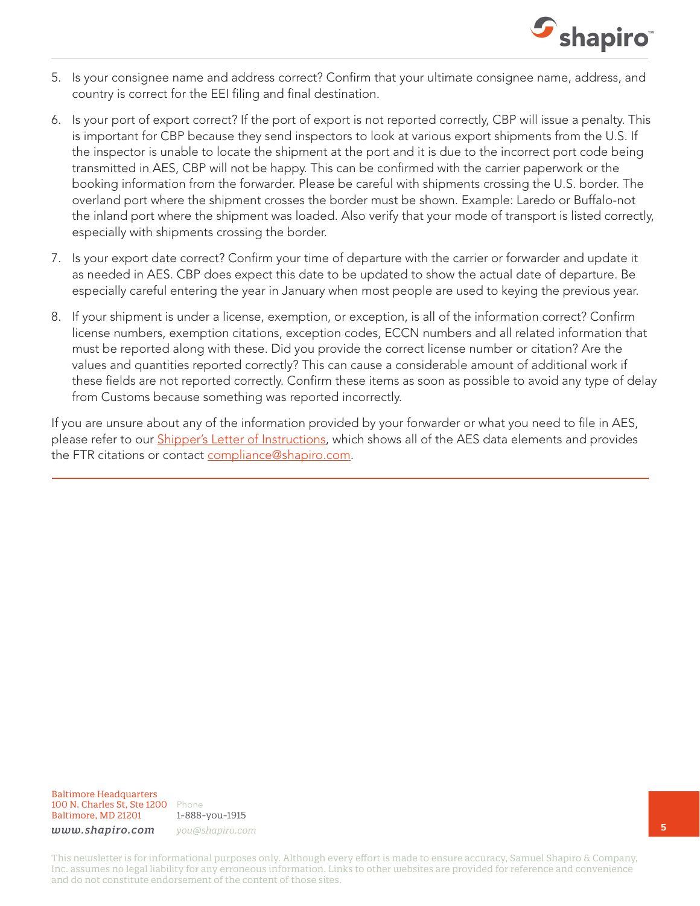5. Is your consignee name and address correct? Confirm that your ultimate consignee name, address, and country is correct for the EEI filing and final destination.

6. Is your port of export correct? If the port of export is not reported correctly, CBP will issue a penalty. This is important for CBP because they send inspectors to look at various export shipments from the U.S. If the inspector is unable to locate the shipment at the port and it is due to the incorrect port code being transmitted in AES, CBP will not be happy. This can be confirmed with the carrier paperwork or the booking information from the forwarder. Please be careful with shipments crossing the U.S. border. The overland port where the shipment crosses the border must be shown. Example: Laredo or Buffalo-not the inland port where the shipment was loaded. Also verify that your mode of transport is listed correctly, especially with shipments crossing the border.

7. Is your export date correct? Confirm your time of departure with the carrier or forwarder and update it as needed in AES. CBP does expect this date to be updated to show the actual date of departure. Be especially careful entering the year in January when most people are used to keying the previous year.

8. If your shipment is under a license, exemption, or exception, is all of the information correct? Confirm license numbers, exemption citations, exception codes, ECCN numbers and all related information that must be reported along with these. Did you provide the correct license number or citation? Are the values and quantities reported correctly? This can cause a considerable amount of additional work if these fields are not reported correctly. Confirm these items as soon as possible to avoid any type of delay from Customs because something was reported incorrectly.

If you are unsure about any of the information provided by your forwarder or what you need to file in AES, please refer to our Shipper's Letter of Instructions, which shows all of the AES data elements and provides the FTR citations or contact compliance@shapiro.com.

Baltimore Headquarters
100 N. Charles St, Ste 1200
Baltimore, MD 21201
*www.shapiro.com*

Phone
1-888-you-1915
*you@shapiro.com*

This newsletter is for informational purposes only. Although every effort is made to ensure accuracy, Samuel Shapiro & Company, Inc. assumes no legal liability for any erroneous information. Links to other websites are provided for reference and convenience and do not constitute endorsement of the content of those sites.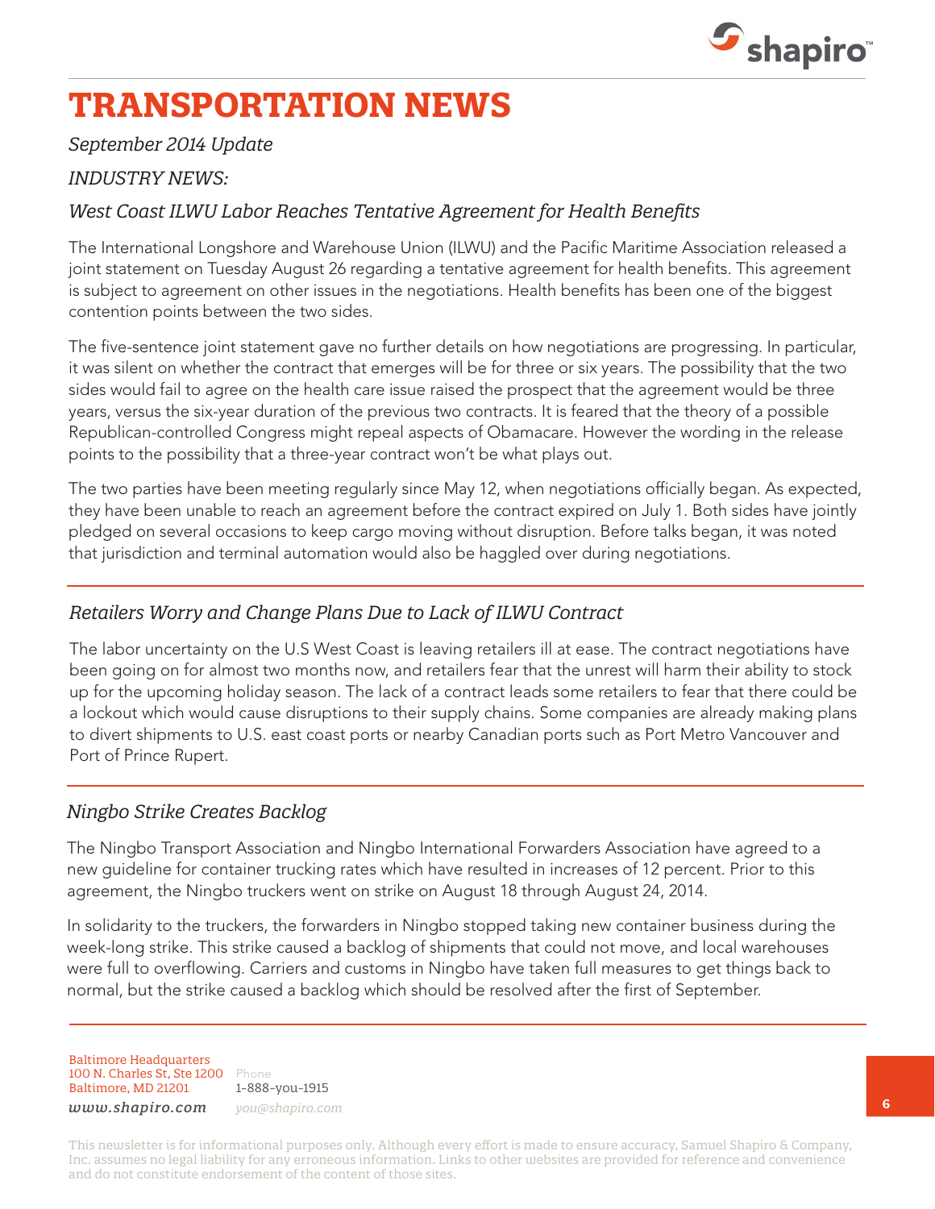# TRANSPORTATION NEWS

*September 2014 Update*

*INDUSTRY NEWS:*

## *West Coast ILWU Labor Reaches Tentative Agreement for Health Benefits*

The International Longshore and Warehouse Union (ILWU) and the Pacific Maritime Association released a joint statement on Tuesday August 26 regarding a tentative agreement for health benefits. This agreement is subject to agreement on other issues in the negotiations. Health benefits has been one of the biggest contention points between the two sides.

The five-sentence joint statement gave no further details on how negotiations are progressing. In particular, it was silent on whether the contract that emerges will be for three or six years. The possibility that the two sides would fail to agree on the health care issue raised the prospect that the agreement would be three years, versus the six-year duration of the previous two contracts. It is feared that the theory of a possible Republican-controlled Congress might repeal aspects of Obamacare. However the wording in the release points to the possibility that a three-year contract won't be what plays out.

The two parties have been meeting regularly since May 12, when negotiations officially began. As expected, they have been unable to reach an agreement before the contract expired on July 1. Both sides have jointly pledged on several occasions to keep cargo moving without disruption. Before talks began, it was noted that jurisdiction and terminal automation would also be haggled over during negotiations.

---

## *Retailers Worry and Change Plans Due to Lack of ILWU Contract*

The labor uncertainty on the U.S West Coast is leaving retailers ill at ease. The contract negotiations have been going on for almost two months now, and retailers fear that the unrest will harm their ability to stock up for the upcoming holiday season. The lack of a contract leads some retailers to fear that there could be a lockout which would cause disruptions to their supply chains. Some companies are already making plans to divert shipments to U.S. east coast ports or nearby Canadian ports such as Port Metro Vancouver and Port of Prince Rupert.

---

## *Ningbo Strike Creates Backlog*

The Ningbo Transport Association and Ningbo International Forwarders Association have agreed to a new guideline for container trucking rates which have resulted in increases of 12 percent. Prior to this agreement, the Ningbo truckers went on strike on August 18 through August 24, 2014.

In solidarity to the truckers, the forwarders in Ningbo stopped taking new container business during the week-long strike. This strike caused a backlog of shipments that could not move, and local warehouses were full to overflowing. Carriers and customs in Ningbo have taken full measures to get things back to normal, but the strike caused a backlog which should be resolved after the first of September.

---

Baltimore Headquarters
100 N. Charles St, Ste 1200
Baltimore, MD 21201

Phone
1-888-you-1915

*www.shapiro.com*
*you@shapiro.com*

This newsletter is for informational purposes only. Although every effort is made to ensure accuracy, Samuel Shapiro & Company, Inc. assumes no legal liability for any erroneous information. Links to other websites are provided for reference and convenience and do not constitute endorsement of the content of those sites.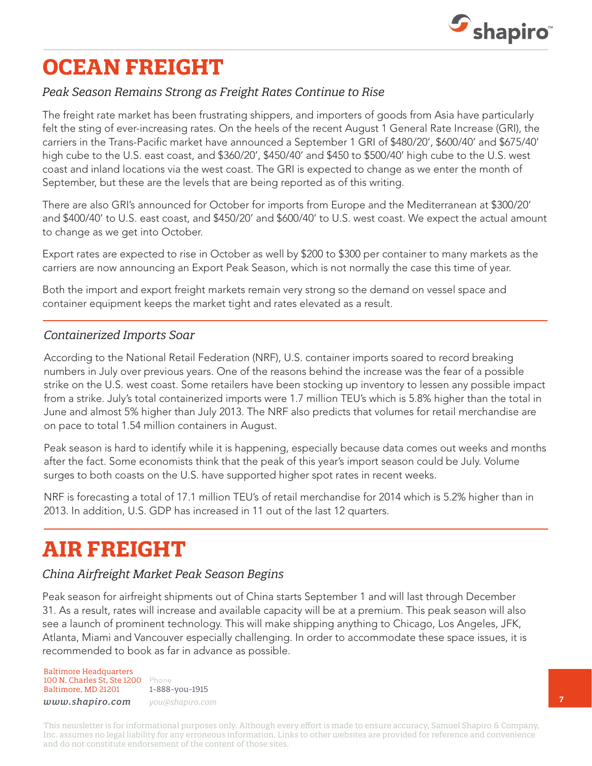// OCEAN FREIGHT

# OCEAN FREIGHT

## *Peak Season Remains Strong as Freight Rates Continue to Rise*

The freight rate market has been frustrating shippers, and importers of goods from Asia have particularly felt the sting of ever-increasing rates. On the heels of the recent August 1 General Rate Increase (GRI), the carriers in the Trans-Pacific market have announced a September 1 GRI of $480/20', $600/40' and $675/40' high cube to the U.S. east coast, and $360/20', $450/40' and $450 to $500/40' high cube to the U.S. west coast and inland locations via the west coast. The GRI is expected to change as we enter the month of September, but these are the levels that are being reported as of this writing.

There are also GRI's announced for October for imports from Europe and the Mediterranean at $300/20' and $400/40' to U.S. east coast, and $450/20' and $600/40' to U.S. west coast. We expect the actual amount to change as we get into October.

Export rates are expected to rise in October as well by $200 to $300 per container to many markets as the carriers are now announcing an Export Peak Season, which is not normally the case this time of year.

Both the import and export freight markets remain very strong so the demand on vessel space and container equipment keeps the market tight and rates elevated as a result.

## *Containerized Imports Soar*

According to the National Retail Federation (NRF), U.S. container imports soared to record breaking numbers in July over previous years. One of the reasons behind the increase was the fear of a possible strike on the U.S. west coast. Some retailers have been stocking up inventory to lessen any possible impact from a strike. July's total containerized imports were 1.7 million TEU's which is 5.8% higher than the total in June and almost 5% higher than July 2013. The NRF also predicts that volumes for retail merchandise are on pace to total 1.54 million containers in August.

Peak season is hard to identify while it is happening, especially because data comes out weeks and months after the fact. Some economists think that the peak of this year's import season could be July. Volume surges to both coasts on the U.S. have supported higher spot rates in recent weeks.

NRF is forecasting a total of 17.1 million TEU's of retail merchandise for 2014 which is 5.2% higher than in 2013. In addition, U.S. GDP has increased in 11 out of the last 12 quarters.

# AIR FREIGHT

## *China Airfreight Market Peak Season Begins*

Peak season for airfreight shipments out of China starts September 1 and will last through December 31. As a result, rates will increase and available capacity will be at a premium. This peak season will also see a launch of prominent technology. This will make shipping anything to Chicago, Los Angeles, JFK, Atlanta, Miami and Vancouver especially challenging. In order to accommodate these space issues, it is recommended to book as far in advance as possible.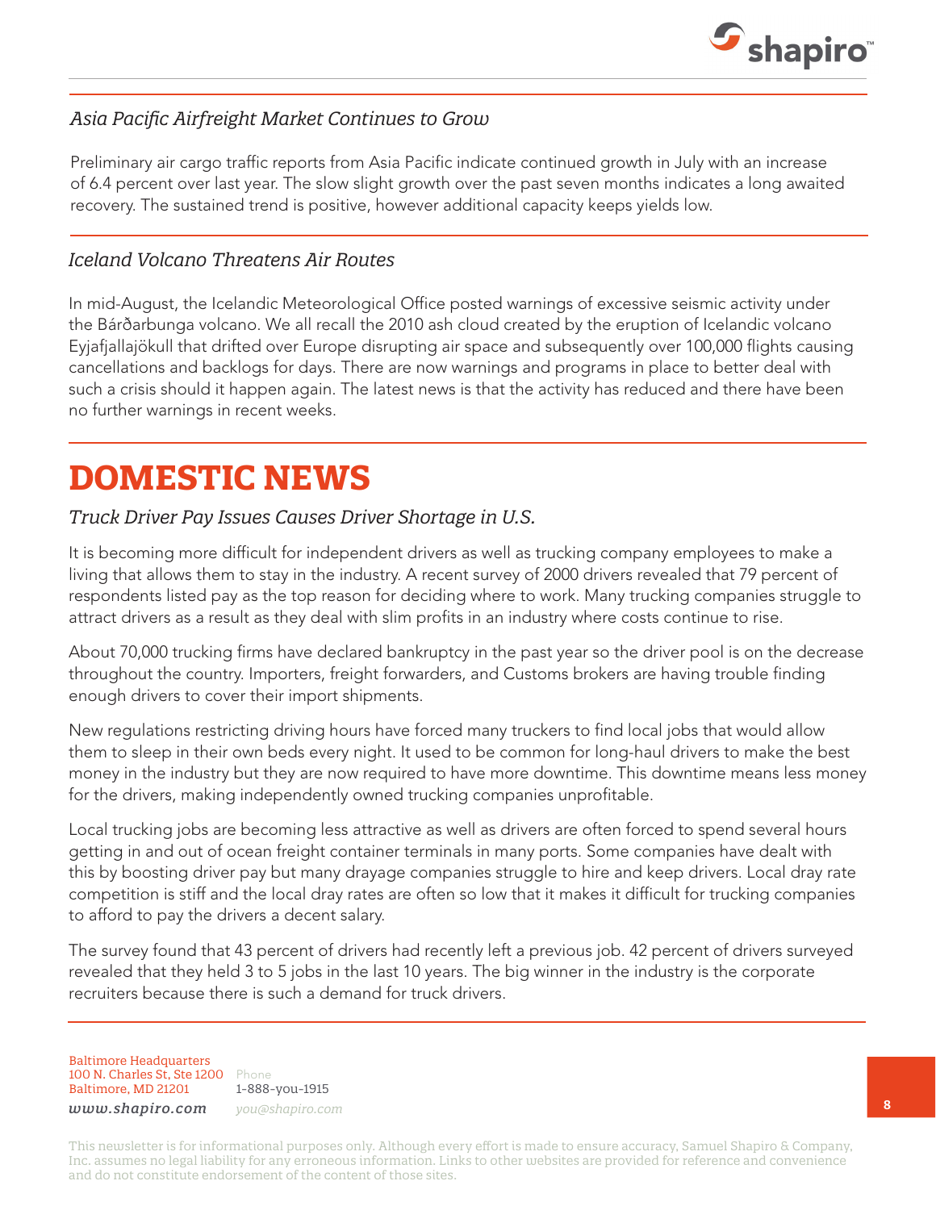### *Asia Pacific Airfreight Market Continues to Grow*

Preliminary air cargo traffic reports from Asia Pacific indicate continued growth in July with an increase of 6.4 percent over last year. The slow slight growth over the past seven months indicates a long awaited recovery. The sustained trend is positive, however additional capacity keeps yields low.

### *Iceland Volcano Threatens Air Routes*

In mid-August, the Icelandic Meteorological Office posted warnings of excessive seismic activity under the Bárðarbunga volcano. We all recall the 2010 ash cloud created by the eruption of Icelandic volcano Eyjafjallajökull that drifted over Europe disrupting air space and subsequently over 100,000 flights causing cancellations and backlogs for days. There are now warnings and programs in place to better deal with such a crisis should it happen again. The latest news is that the activity has reduced and there have been no further warnings in recent weeks.

# DOMESTIC NEWS

### *Truck Driver Pay Issues Causes Driver Shortage in U.S.*

It is becoming more difficult for independent drivers as well as trucking company employees to make a living that allows them to stay in the industry. A recent survey of 2000 drivers revealed that 79 percent of respondents listed pay as the top reason for deciding where to work. Many trucking companies struggle to attract drivers as a result as they deal with slim profits in an industry where costs continue to rise.

About 70,000 trucking firms have declared bankruptcy in the past year so the driver pool is on the decrease throughout the country. Importers, freight forwarders, and Customs brokers are having trouble finding enough drivers to cover their import shipments.

New regulations restricting driving hours have forced many truckers to find local jobs that would allow them to sleep in their own beds every night. It used to be common for long-haul drivers to make the best money in the industry but they are now required to have more downtime. This downtime means less money for the drivers, making independently owned trucking companies unprofitable.

Local trucking jobs are becoming less attractive as well as drivers are often forced to spend several hours getting in and out of ocean freight container terminals in many ports. Some companies have dealt with this by boosting driver pay but many drayage companies struggle to hire and keep drivers. Local dray rate competition is stiff and the local dray rates are often so low that it makes it difficult for trucking companies to afford to pay the drivers a decent salary.

The survey found that 43 percent of drivers had recently left a previous job. 42 percent of drivers surveyed revealed that they held 3 to 5 jobs in the last 10 years. The big winner in the industry is the corporate recruiters because there is such a demand for truck drivers.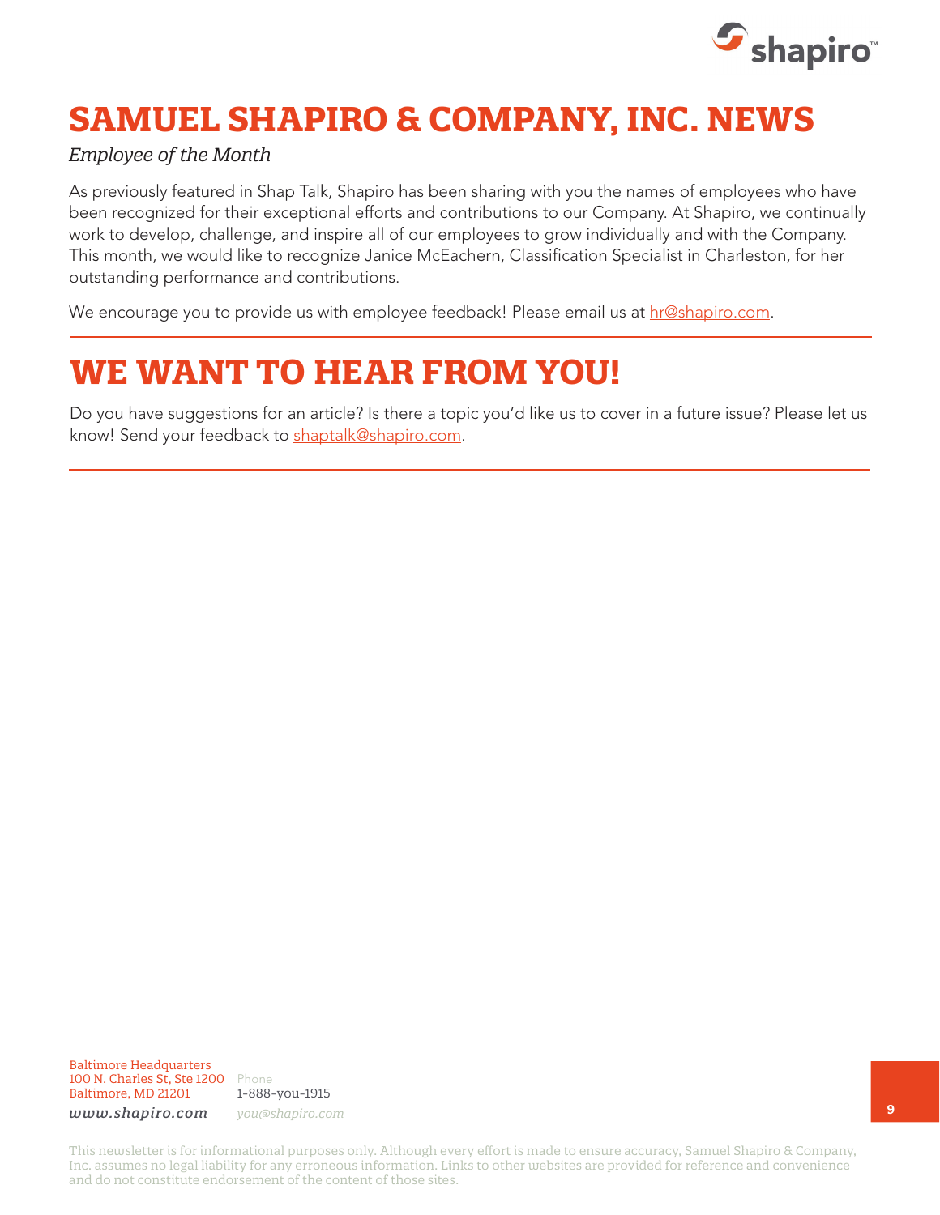# SAMUEL SHAPIRO & COMPANY, INC. NEWS

*Employee of the Month*

As previously featured in Shap Talk, Shapiro has been sharing with you the names of employees who have been recognized for their exceptional efforts and contributions to our Company. At Shapiro, we continually work to develop, challenge, and inspire all of our employees to grow individually and with the Company. This month, we would like to recognize Janice McEachern, Classification Specialist in Charleston, for her outstanding performance and contributions.

We encourage you to provide us with employee feedback! Please email us at hr@shapiro.com.

# WE WANT TO HEAR FROM YOU!

Do you have suggestions for an article? Is there a topic you'd like us to cover in a future issue? Please let us know! Send your feedback to shaptalk@shapiro.com.

Baltimore Headquarters
100 N. Charles St, Ste 1200
Baltimore, MD 21201

Phone
1-888-you-1915

*www.shapiro.com*

*you@shapiro.com*

This newsletter is for informational purposes only. Although every effort is made to ensure accuracy, Samuel Shapiro & Company, Inc. assumes no legal liability for any erroneous information. Links to other websites are provided for reference and convenience and do not constitute endorsement of the content of those sites.